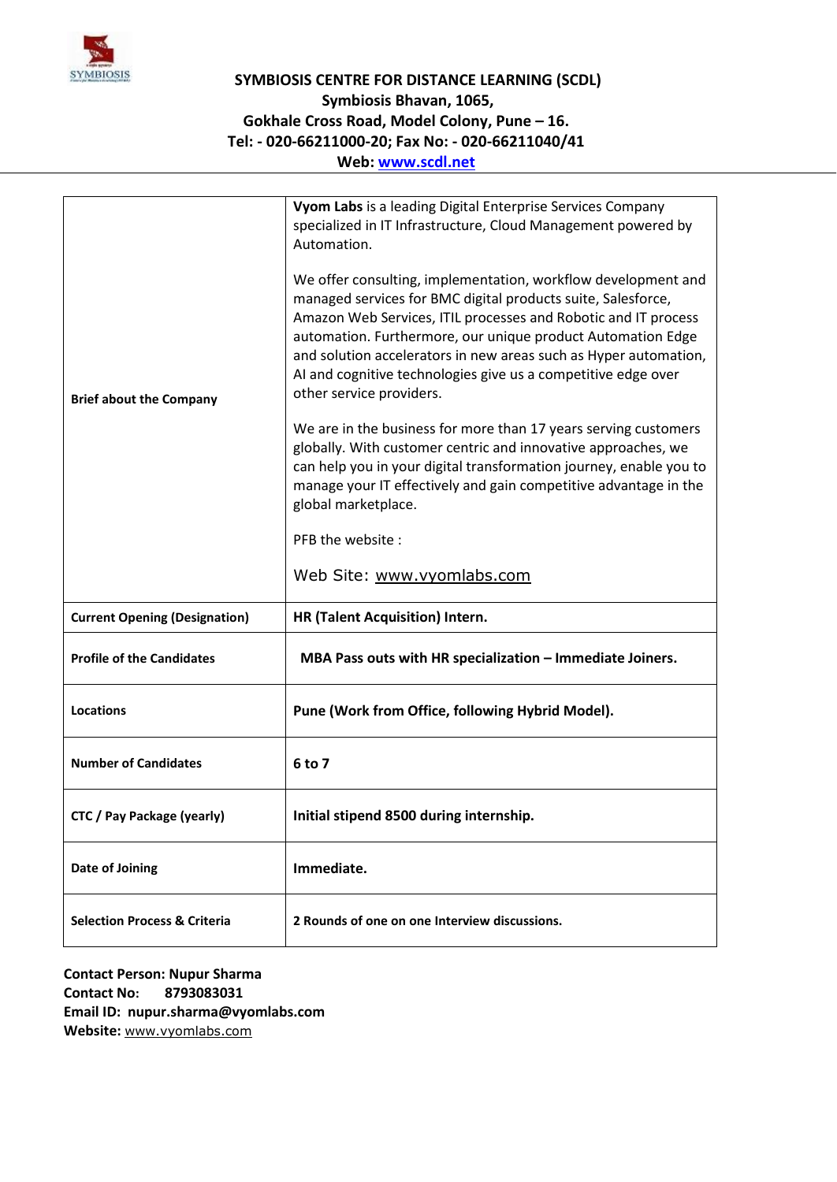**SYMBIOSIS CENTRE FOR DISTANCE LEARNING (SCDL)**
**Symbiosis Bhavan, 1065,**
**Gokhale Cross Road, Model Colony, Pune – 16.**
**Tel: - 020-66211000-20; Fax No: - 020-66211040/41**
**Web: www.scdl.net**

| | |
|---|---|
| **Brief about the Company** | **Vyom Labs** is a leading Digital Enterprise Services Company specialized in IT Infrastructure, Cloud Management powered by Automation.<br><br>We offer consulting, implementation, workflow development and managed services for BMC digital products suite, Salesforce, Amazon Web Services, ITIL processes and Robotic and IT process automation. Furthermore, our unique product Automation Edge and solution accelerators in new areas such as Hyper automation, AI and cognitive technologies give us a competitive edge over other service providers.<br><br>We are in the business for more than 17 years serving customers globally. With customer centric and innovative approaches, we can help you in your digital transformation journey, enable you to manage your IT effectively and gain competitive advantage in the global marketplace.<br><br>PFB the website :<br><br>Web Site: www.vyomlabs.com |
| **Current Opening (Designation)** | **HR (Talent Acquisition) Intern.** |
| **Profile of the Candidates** | **MBA Pass outs with HR specialization – Immediate Joiners.** |
| **Locations** | **Pune (Work from Office, following Hybrid Model).** |
| **Number of Candidates** | **6 to 7** |
| **CTC / Pay Package (yearly)** | **Initial stipend 8500 during internship.** |
| **Date of Joining** | **Immediate.** |
| **Selection Process & Criteria** | **2 Rounds of one on one Interview discussions.** |

**Contact Person: Nupur Sharma**
**Contact No: 8793083031**
**Email ID: nupur.sharma@vyomlabs.com**
**Website:** www.vyomlabs.com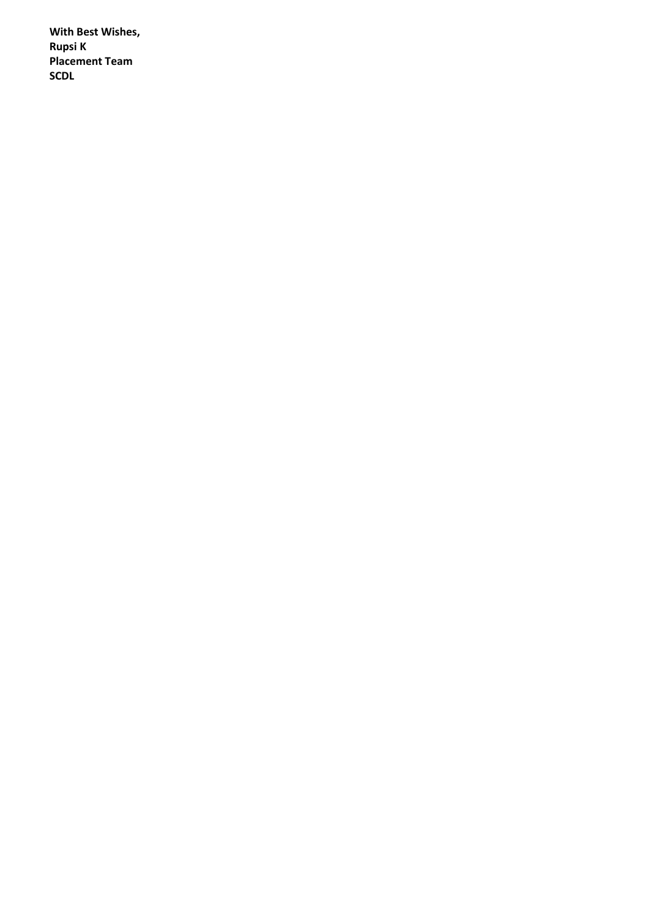**With Best Wishes,**
**Rupsi K**
**Placement Team**
**SCDL**